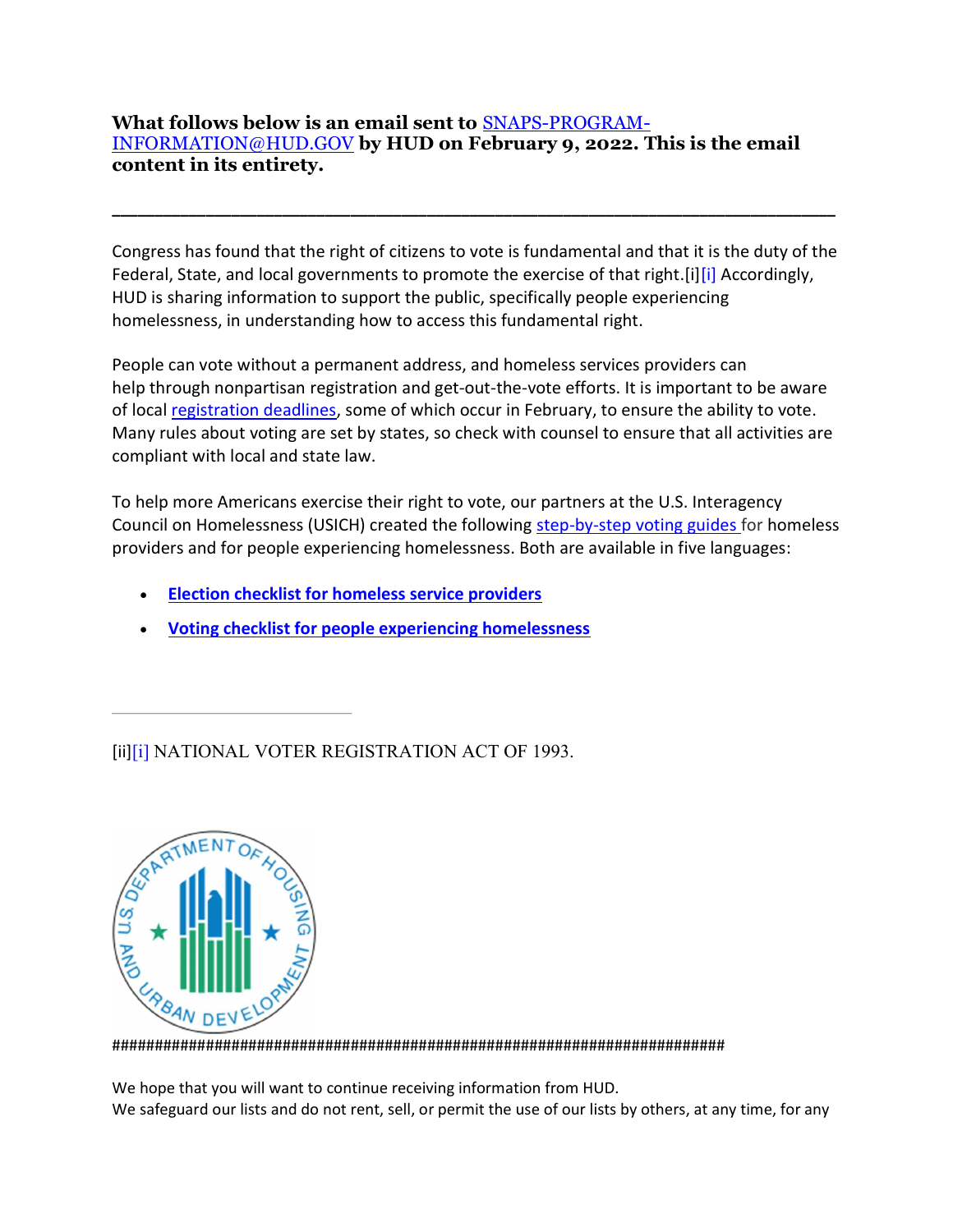**What follows below is an email sent to SNAPS-PROGRAM-INFORMATION@HUD.GOV by HUD on February 9, 2022. This is the email content in its entirety.**

---

Congress has found that the right of citizens to vote is fundamental and that it is the duty of the Federal, State, and local governments to promote the exercise of that right.[i][i] Accordingly, HUD is sharing information to support the public, specifically people experiencing homelessness, in understanding how to access this fundamental right.

People can vote without a permanent address, and homeless services providers can help through nonpartisan registration and get-out-the-vote efforts. It is important to be aware of local registration deadlines, some of which occur in February, to ensure the ability to vote. Many rules about voting are set by states, so check with counsel to ensure that all activities are compliant with local and state law.

To help more Americans exercise their right to vote, our partners at the U.S. Interagency Council on Homelessness (USICH) created the following step-by-step voting guides for homeless providers and for people experiencing homelessness. Both are available in five languages:

- **Election checklist for homeless service providers**
- **Voting checklist for people experiencing homelessness**

---

[ii][i] NATIONAL VOTER REGISTRATION ACT OF 1993.

################################################################################

We hope that you will want to continue receiving information from HUD.
We safeguard our lists and do not rent, sell, or permit the use of our lists by others, at any time, for any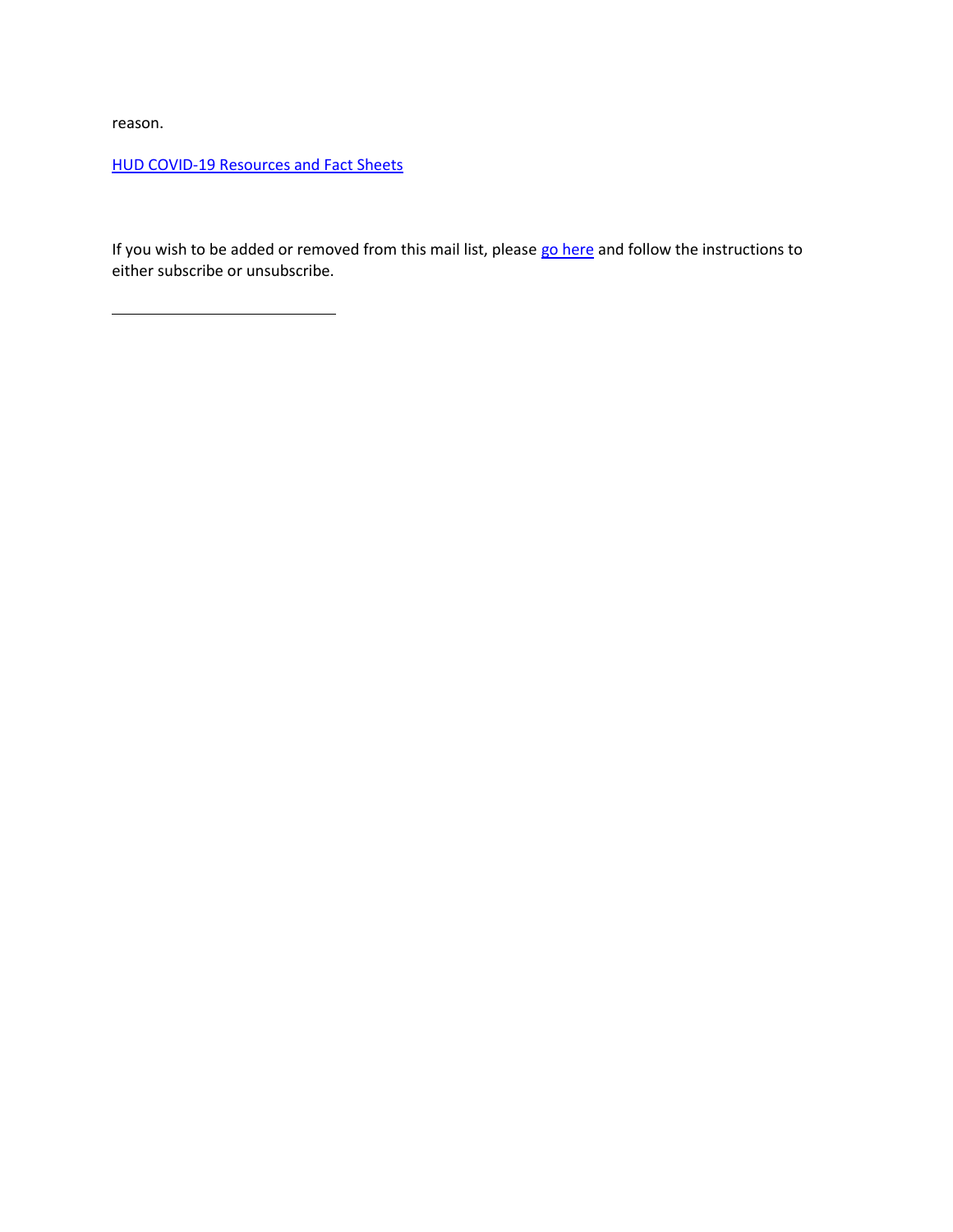reason.

HUD COVID-19 Resources and Fact Sheets

If you wish to be added or removed from this mail list, please go here and follow the instructions to either subscribe or unsubscribe.

---